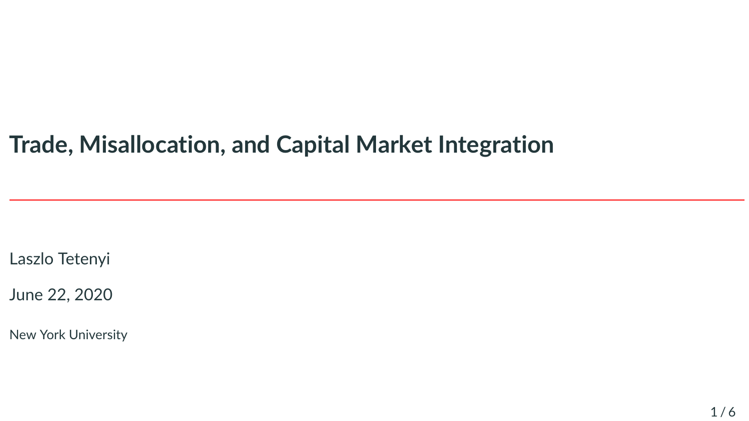# Trade, Misallocation, and Capital Market Integration

Laszlo Tetenyi

June 22, 2020

New York University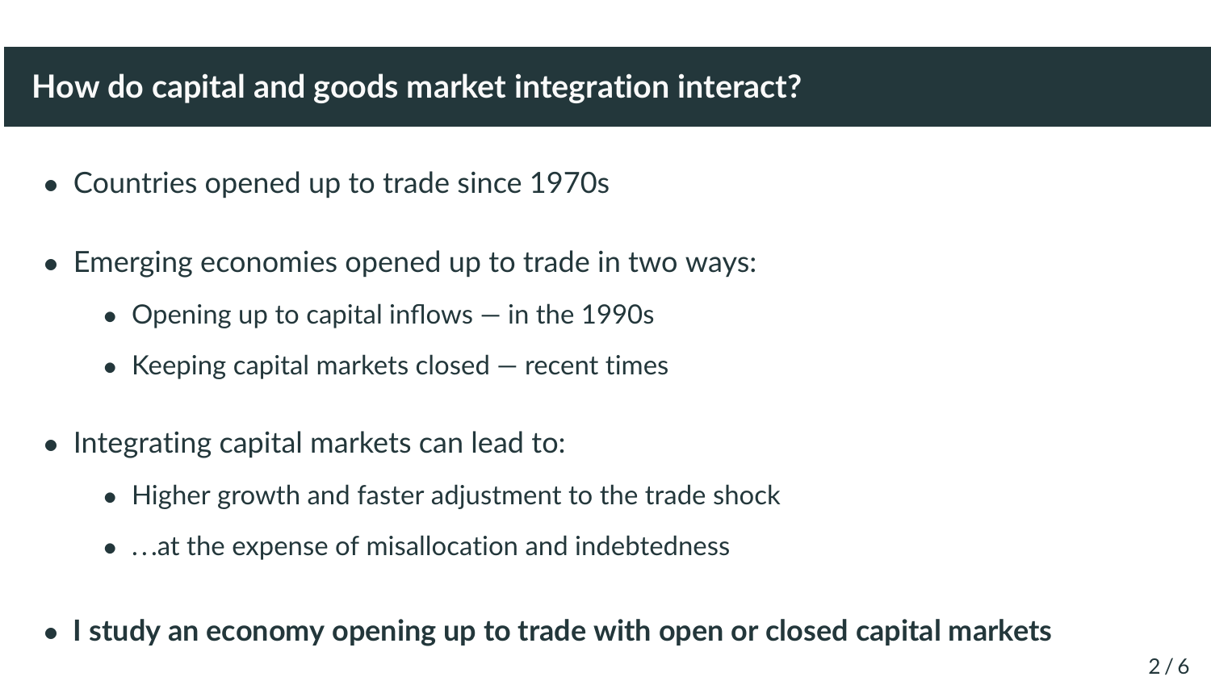## How do capital and goods market integration interact?

- Countries opened up to trade since 1970s
- Emerging economies opened up to trade in two ways:
  - Opening up to capital inflows — in the 1990s
  - Keeping capital markets closed — recent times
- Integrating capital markets can lead to:
  - Higher growth and faster adjustment to the trade shock
  - …at the expense of misallocation and indebtedness
- **I study an economy opening up to trade with open or closed capital markets**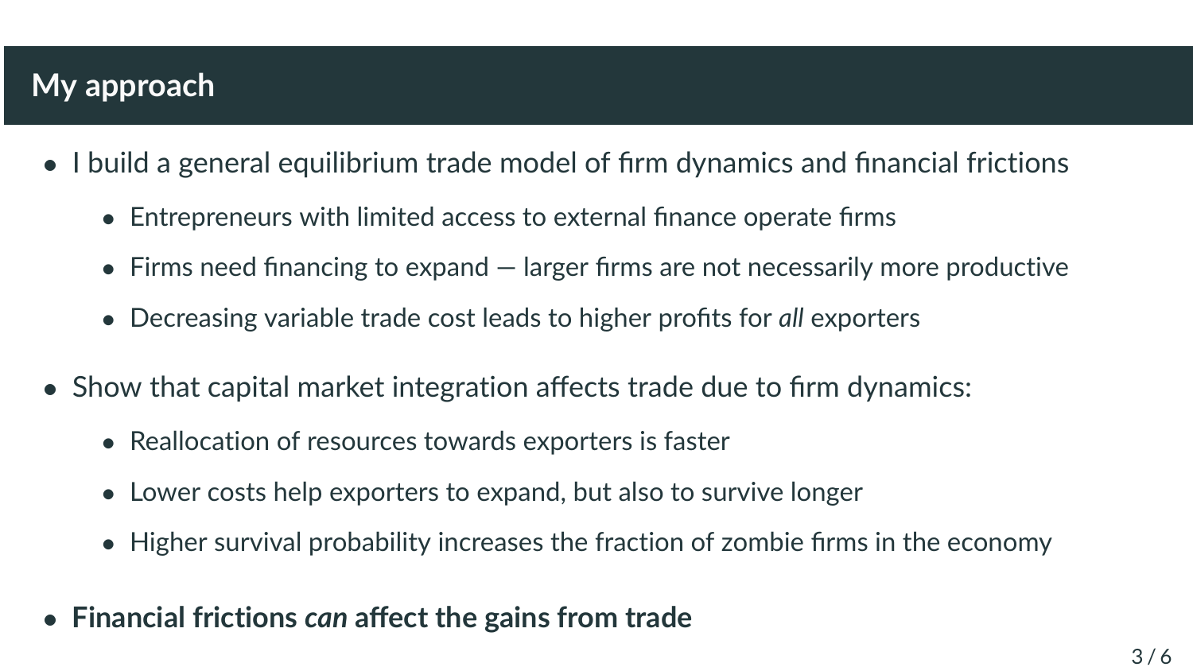## My approach

- I build a general equilibrium trade model of firm dynamics and financial frictions
  - Entrepreneurs with limited access to external finance operate firms
  - Firms need financing to expand — larger firms are not necessarily more productive
  - Decreasing variable trade cost leads to higher profits for *all* exporters
- Show that capital market integration affects trade due to firm dynamics:
  - Reallocation of resources towards exporters is faster
  - Lower costs help exporters to expand, but also to survive longer
  - Higher survival probability increases the fraction of zombie firms in the economy
- **Financial frictions *can* affect the gains from trade**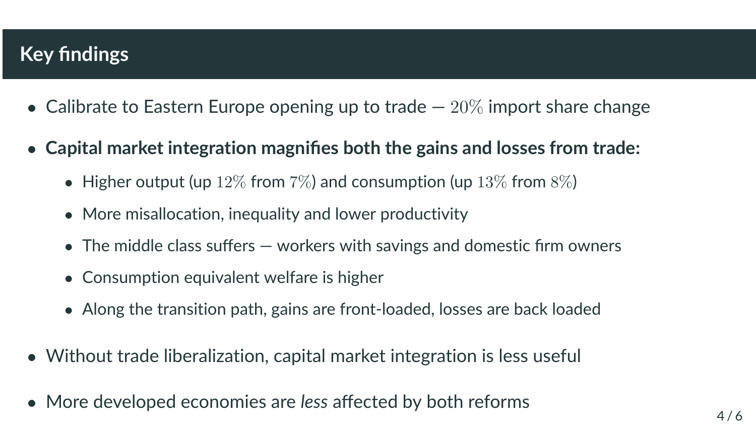## Key findings

- Calibrate to Eastern Europe opening up to trade — $20\%$ import share change
- **Capital market integration magnifies both the gains and losses from trade:**
  - Higher output (up $12\%$ from $7\%$) and consumption (up $13\%$ from $8\%$)
  - More misallocation, inequality and lower productivity
  - The middle class suffers — workers with savings and domestic firm owners
  - Consumption equivalent welfare is higher
  - Along the transition path, gains are front-loaded, losses are back loaded
- Without trade liberalization, capital market integration is less useful
- More developed economies are *less* affected by both reforms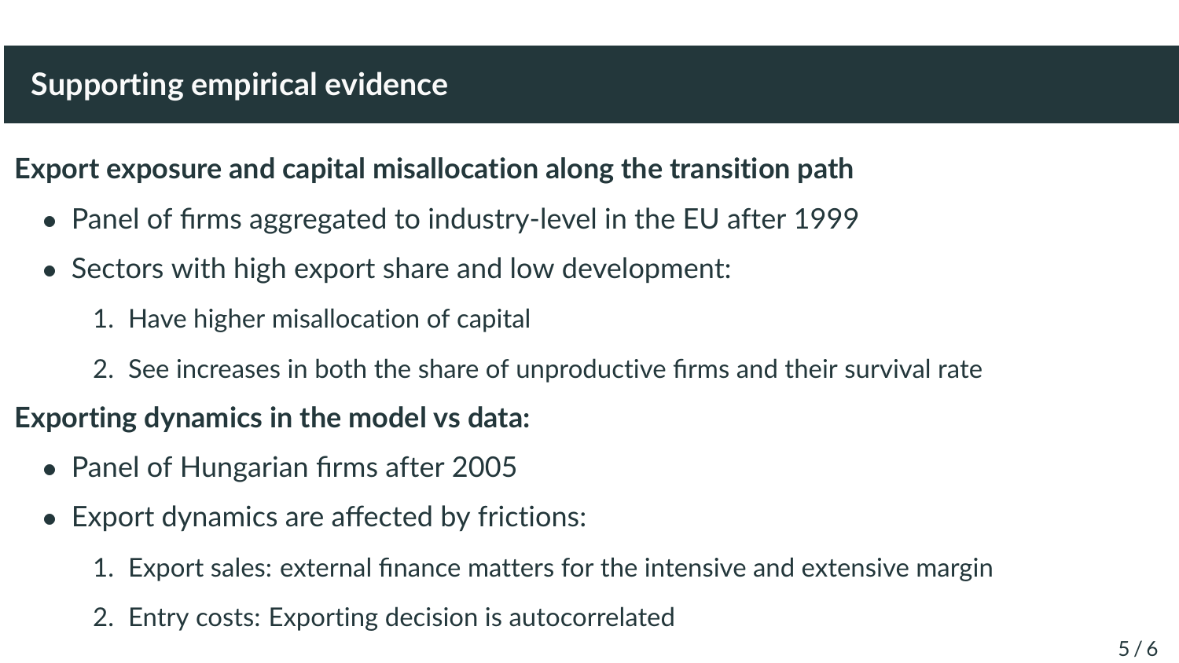## Supporting empirical evidence

**Export exposure and capital misallocation along the transition path**

- Panel of firms aggregated to industry-level in the EU after 1999
- Sectors with high export share and low development:
  1. Have higher misallocation of capital
  2. See increases in both the share of unproductive firms and their survival rate

**Exporting dynamics in the model vs data:**

- Panel of Hungarian firms after 2005
- Export dynamics are affected by frictions:
  1. Export sales: external finance matters for the intensive and extensive margin
  2. Entry costs: Exporting decision is autocorrelated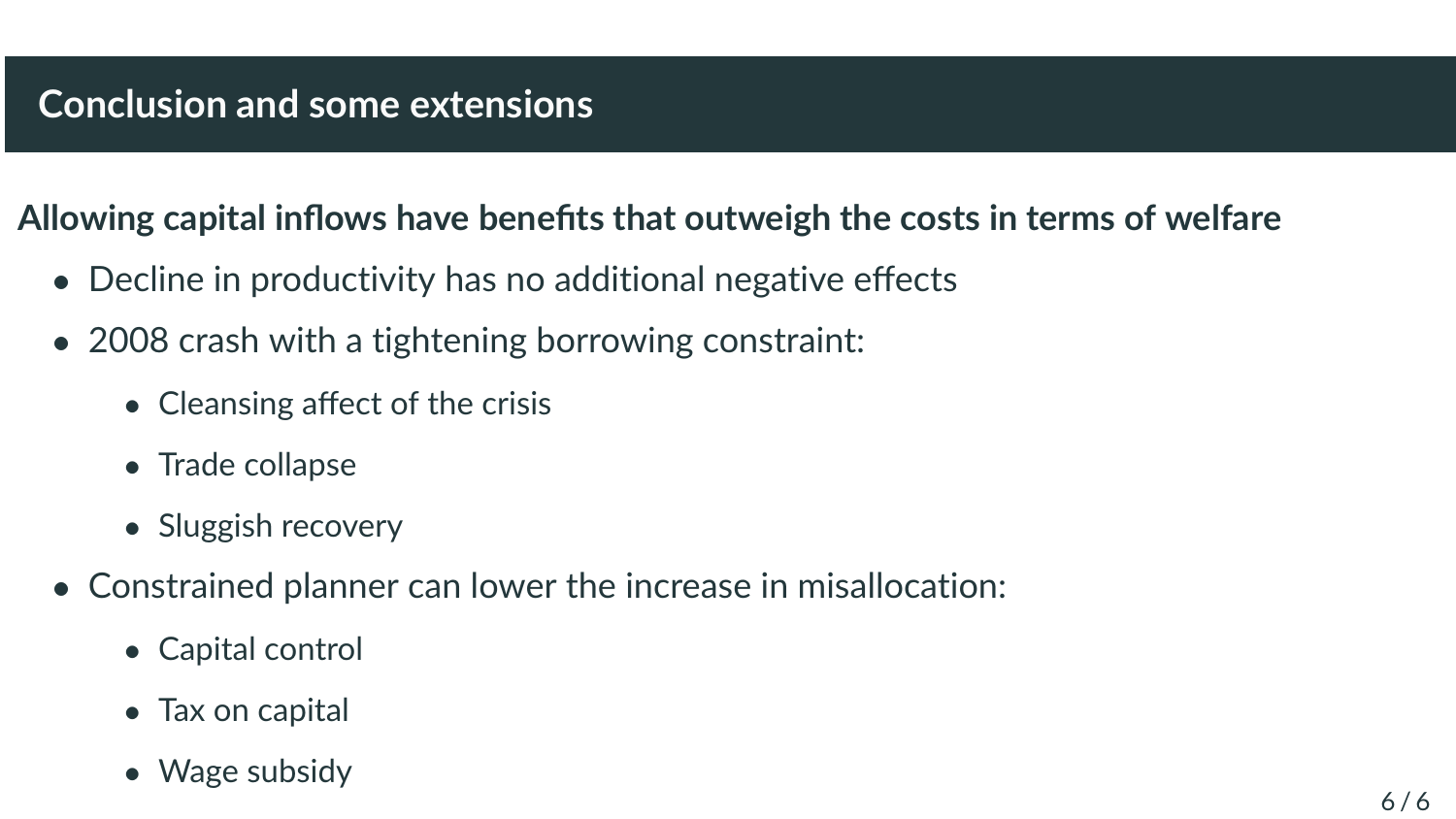## Conclusion and some extensions

**Allowing capital inflows have benefits that outweigh the costs in terms of welfare**

- Decline in productivity has no additional negative effects
- 2008 crash with a tightening borrowing constraint:
  - Cleansing affect of the crisis
  - Trade collapse
  - Sluggish recovery
- Constrained planner can lower the increase in misallocation:
  - Capital control
  - Tax on capital
  - Wage subsidy